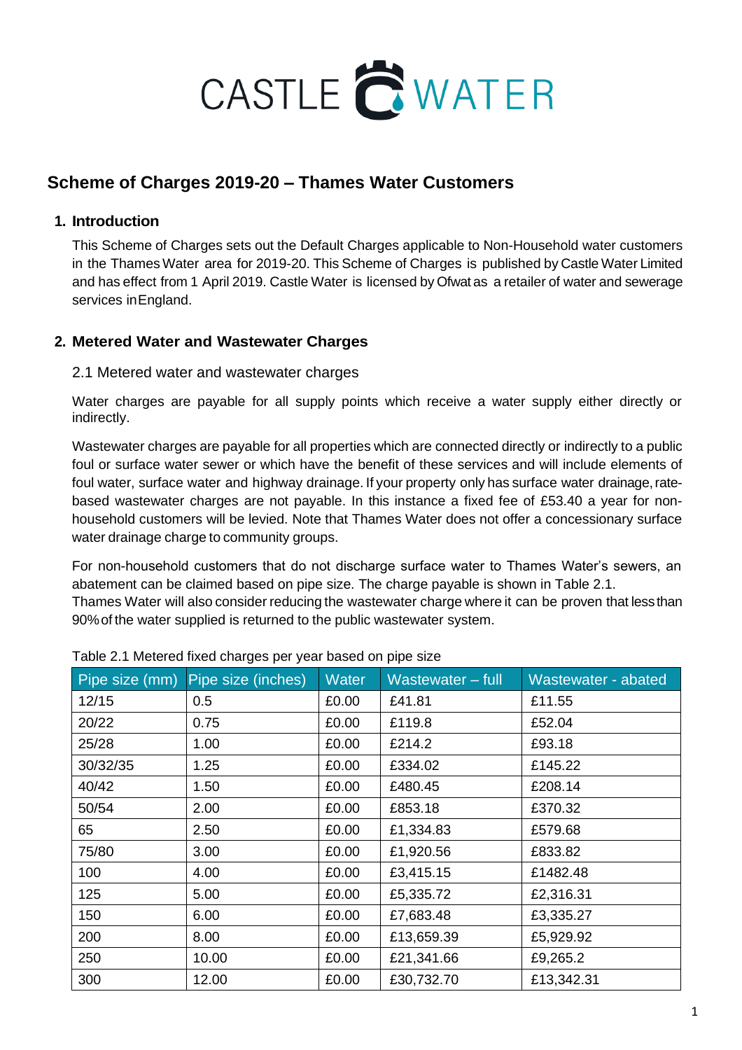CASTLE WATER

# Scheme of Charges 2019-20 – Thames Water Customers

## 1. Introduction

This Scheme of Charges sets out the Default Charges applicable to Non-Household water customers in the Thames Water area for 2019-20. This Scheme of Charges is published by Castle Water Limited and has effect from 1 April 2019. Castle Water is licensed by Ofwat as a retailer of water and sewerage services in England.

## 2. Metered Water and Wastewater Charges

### 2.1 Metered water and wastewater charges

Water charges are payable for all supply points which receive a water supply either directly or indirectly.

Wastewater charges are payable for all properties which are connected directly or indirectly to a public foul or surface water sewer or which have the benefit of these services and will include elements of foul water, surface water and highway drainage. If your property only has surface water drainage, rate-based wastewater charges are not payable. In this instance a fixed fee of £53.40 a year for non-household customers will be levied. Note that Thames Water does not offer a concessionary surface water drainage charge to community groups.

For non-household customers that do not discharge surface water to Thames Water's sewers, an abatement can be claimed based on pipe size. The charge payable is shown in Table 2.1.
Thames Water will also consider reducing the wastewater charge where it can be proven that less than 90% of the water supplied is returned to the public wastewater system.

Table 2.1 Metered fixed charges per year based on pipe size

| Pipe size (mm) | Pipe size (inches) | Water | Wastewater – full | Wastewater - abated |
|---|---|---|---|---|
| 12/15 | 0.5 | £0.00 | £41.81 | £11.55 |
| 20/22 | 0.75 | £0.00 | £119.8 | £52.04 |
| 25/28 | 1.00 | £0.00 | £214.2 | £93.18 |
| 30/32/35 | 1.25 | £0.00 | £334.02 | £145.22 |
| 40/42 | 1.50 | £0.00 | £480.45 | £208.14 |
| 50/54 | 2.00 | £0.00 | £853.18 | £370.32 |
| 65 | 2.50 | £0.00 | £1,334.83 | £579.68 |
| 75/80 | 3.00 | £0.00 | £1,920.56 | £833.82 |
| 100 | 4.00 | £0.00 | £3,415.15 | £1482.48 |
| 125 | 5.00 | £0.00 | £5,335.72 | £2,316.31 |
| 150 | 6.00 | £0.00 | £7,683.48 | £3,335.27 |
| 200 | 8.00 | £0.00 | £13,659.39 | £5,929.92 |
| 250 | 10.00 | £0.00 | £21,341.66 | £9,265.2 |
| 300 | 12.00 | £0.00 | £30,732.70 | £13,342.31 |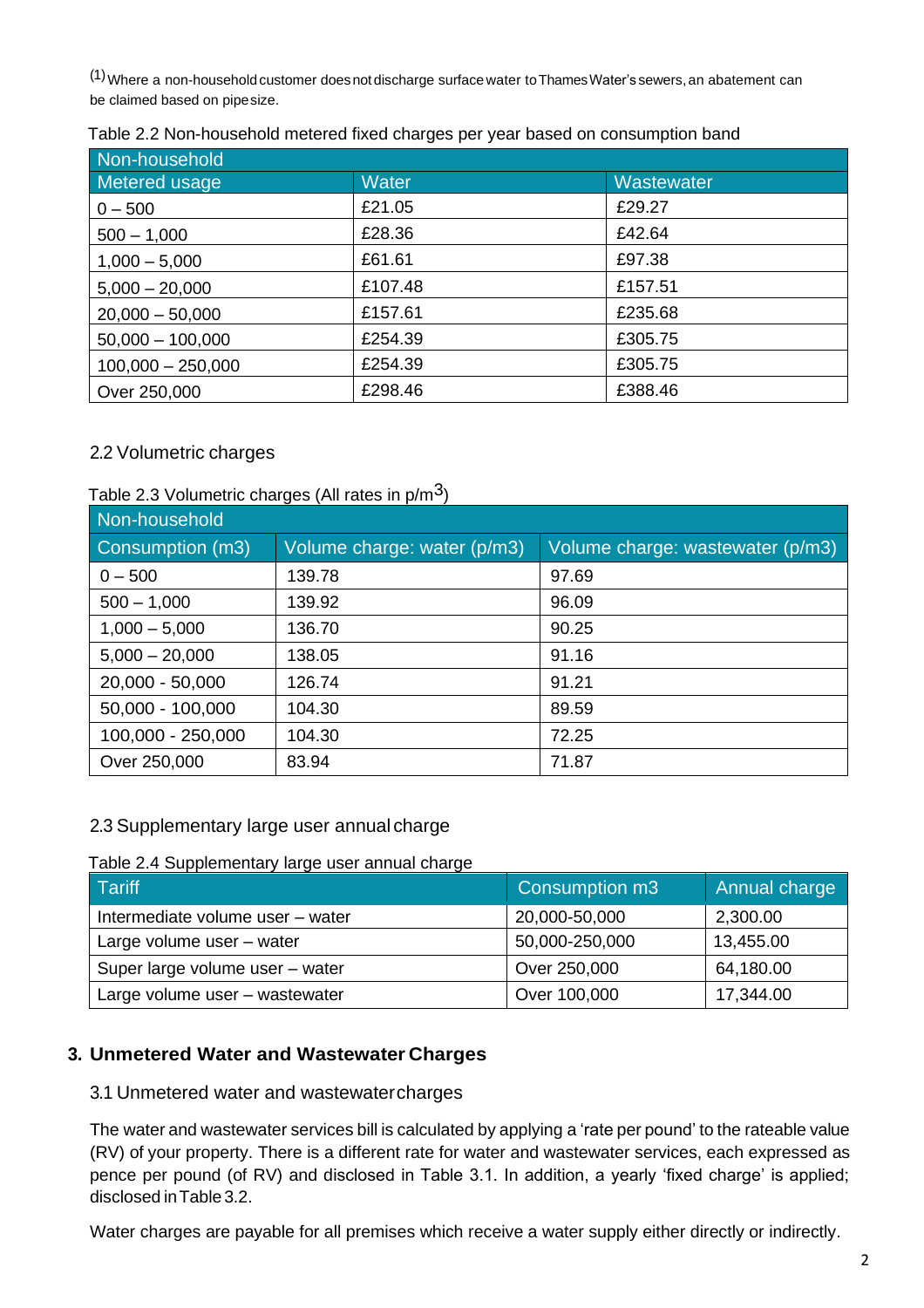(1) Where a non-household customer does not discharge surface water to Thames Water's sewers, an abatement can be claimed based on pipe size.

Table 2.2 Non-household metered fixed charges per year based on consumption band

| Non-household | | |
|---|---|---|
| Metered usage | Water | Wastewater |
| 0 – 500 | £21.05 | £29.27 |
| 500 – 1,000 | £28.36 | £42.64 |
| 1,000 – 5,000 | £61.61 | £97.38 |
| 5,000 – 20,000 | £107.48 | £157.51 |
| 20,000 – 50,000 | £157.61 | £235.68 |
| 50,000 – 100,000 | £254.39 | £305.75 |
| 100,000 – 250,000 | £254.39 | £305.75 |
| Over 250,000 | £298.46 | £388.46 |

## 2.2 Volumetric charges

Table 2.3 Volumetric charges (All rates in p/m$^3$)

| Non-household | | |
|---|---|---|
| Consumption (m3) | Volume charge: water (p/m3) | Volume charge: wastewater (p/m3) |
| 0 – 500 | 139.78 | 97.69 |
| 500 – 1,000 | 139.92 | 96.09 |
| 1,000 – 5,000 | 136.70 | 90.25 |
| 5,000 – 20,000 | 138.05 | 91.16 |
| 20,000 - 50,000 | 126.74 | 91.21 |
| 50,000 - 100,000 | 104.30 | 89.59 |
| 100,000 - 250,000 | 104.30 | 72.25 |
| Over 250,000 | 83.94 | 71.87 |

## 2.3 Supplementary large user annual charge

Table 2.4 Supplementary large user annual charge

| Tariff | Consumption m3 | Annual charge |
|---|---|---|
| Intermediate volume user – water | 20,000-50,000 | 2,300.00 |
| Large volume user – water | 50,000-250,000 | 13,455.00 |
| Super large volume user – water | Over 250,000 | 64,180.00 |
| Large volume user – wastewater | Over 100,000 | 17,344.00 |

# 3. Unmetered Water and Wastewater Charges

## 3.1 Unmetered water and wastewater charges

The water and wastewater services bill is calculated by applying a 'rate per pound' to the rateable value (RV) of your property. There is a different rate for water and wastewater services, each expressed as pence per pound (of RV) and disclosed in Table 3.1. In addition, a yearly 'fixed charge' is applied; disclosed in Table 3.2.

Water charges are payable for all premises which receive a water supply either directly or indirectly.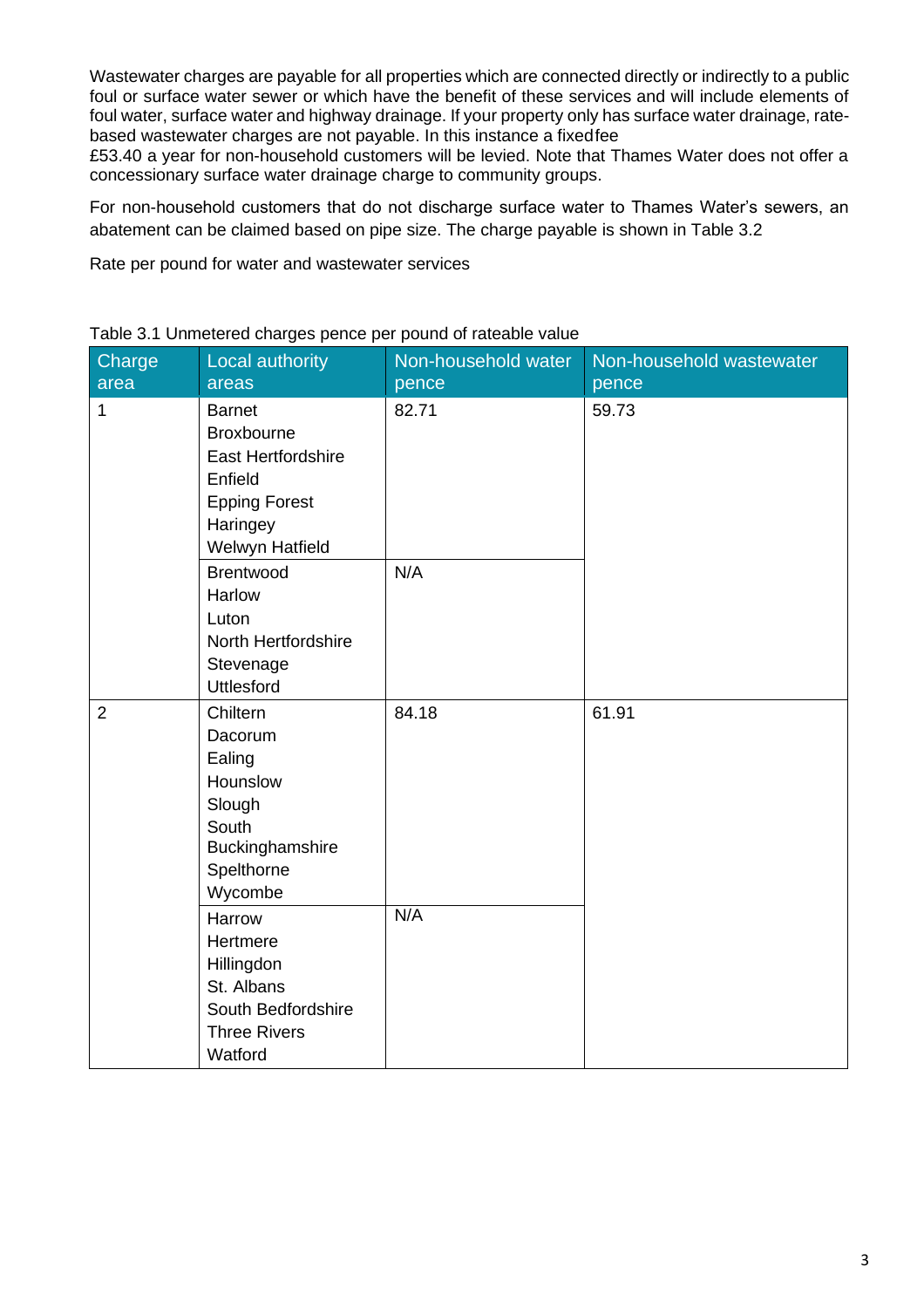Wastewater charges are payable for all properties which are connected directly or indirectly to a public foul or surface water sewer or which have the benefit of these services and will include elements of foul water, surface water and highway drainage. If your property only has surface water drainage, rate-based wastewater charges are not payable. In this instance a fixedfee £53.40 a year for non-household customers will be levied. Note that Thames Water does not offer a concessionary surface water drainage charge to community groups.

For non-household customers that do not discharge surface water to Thames Water's sewers, an abatement can be claimed based on pipe size. The charge payable is shown in Table 3.2

Rate per pound for water and wastewater services

Table 3.1 Unmetered charges pence per pound of rateable value

| Charge area | Local authority areas | Non-household water pence | Non-household wastewater pence |
|---|---|---|---|
| 1 | Barnet<br>Broxbourne<br>East Hertfordshire<br>Enfield<br>Epping Forest<br>Haringey<br>Welwyn Hatfield | 82.71 | 59.73 |
| | Brentwood<br>Harlow<br>Luton<br>North Hertfordshire<br>Stevenage<br>Uttlesford | N/A | |
| 2 | Chiltern<br>Dacorum<br>Ealing<br>Hounslow<br>Slough<br>South Buckinghamshire<br>Spelthorne<br>Wycombe | 84.18 | 61.91 |
| | Harrow<br>Hertmere<br>Hillingdon<br>St. Albans<br>South Bedfordshire<br>Three Rivers<br>Watford | N/A | |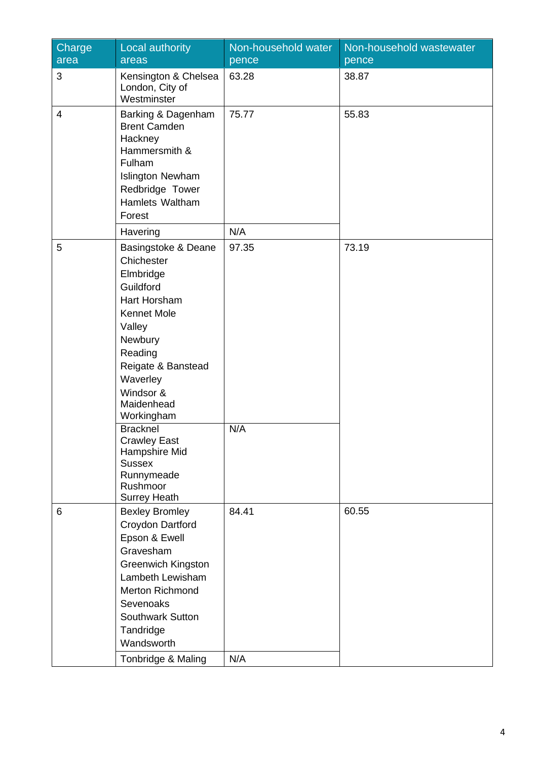| Charge area | Local authority areas | Non-household water pence | Non-household wastewater pence |
|---|---|---|---|
| 3 | Kensington & Chelsea London, City of Westminster | 63.28 | 38.87 |
| 4 | Barking & Dagenham Brent Camden Hackney Hammersmith & Fulham Islington Newham Redbridge Tower Hamlets Waltham Forest | 75.77 | 55.83 |
| | Havering | N/A | |
| 5 | Basingstoke & Deane Chichester Elmbridge Guildford Hart Horsham Kennet Mole Valley Newbury Reading Reigate & Banstead Waverley Windsor & Maidenhead Workingham | 97.35 | 73.19 |
| | Bracknel Crawley East Hampshire Mid Sussex Runnymeade Rushmoor Surrey Heath | N/A | |
| 6 | Bexley Bromley Croydon Dartford Epson & Ewell Gravesham Greenwich Kingston Lambeth Lewisham Merton Richmond Sevenoaks Southwark Sutton Tandridge Wandsworth | 84.41 | 60.55 |
| | Tonbridge & Maling | N/A | |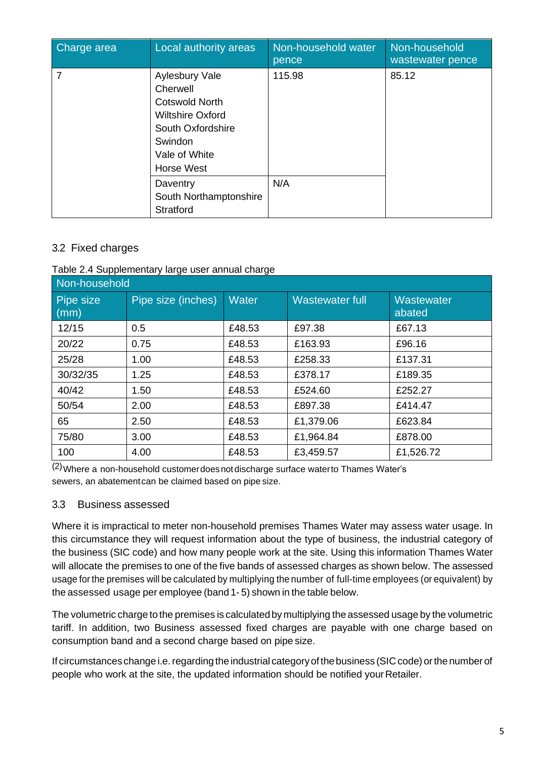| Charge area | Local authority areas | Non-household water pence | Non-household wastewater pence |
|---|---|---|---|
| 7 | Aylesbury Vale<br>Cherwell<br>Cotswold North<br>Wiltshire Oxford<br>South Oxfordshire<br>Swindon<br>Vale of White<br>Horse West | 115.98 | 85.12 |
| | Daventry<br>South Northamptonshire<br>Stratford | N/A | |

## 3.2 Fixed charges

Table 2.4 Supplementary large user annual charge

| Non-household | | | | |
|---|---|---|---|---|
| Pipe size (mm) | Pipe size (inches) | Water | Wastewater full | Wastewater abated |
| 12/15 | 0.5 | £48.53 | £97.38 | £67.13 |
| 20/22 | 0.75 | £48.53 | £163.93 | £96.16 |
| 25/28 | 1.00 | £48.53 | £258.33 | £137.31 |
| 30/32/35 | 1.25 | £48.53 | £378.17 | £189.35 |
| 40/42 | 1.50 | £48.53 | £524.60 | £252.27 |
| 50/54 | 2.00 | £48.53 | £897.38 | £414.47 |
| 65 | 2.50 | £48.53 | £1,379.06 | £623.84 |
| 75/80 | 3.00 | £48.53 | £1,964.84 | £878.00 |
| 100 | 4.00 | £48.53 | £3,459.57 | £1,526.72 |

[2] Where a non-household customer does not discharge surface water to Thames Water's sewers, an abatement can be claimed based on pipe size.

## 3.3 Business assessed

Where it is impractical to meter non-household premises Thames Water may assess water usage. In this circumstance they will request information about the type of business, the industrial category of the business (SIC code) and how many people work at the site. Using this information Thames Water will allocate the premises to one of the five bands of assessed charges as shown below. The assessed usage for the premises will be calculated by multiplying the number of full-time employees (or equivalent) by the assessed usage per employee (band 1- 5) shown in the table below.

The volumetric charge to the premises is calculated by multiplying the assessed usage by the volumetric tariff. In addition, two Business assessed fixed charges are payable with one charge based on consumption band and a second charge based on pipe size.

If circumstances change i.e. regarding the industrial category of the business (SIC code) or the number of people who work at the site, the updated information should be notified your Retailer.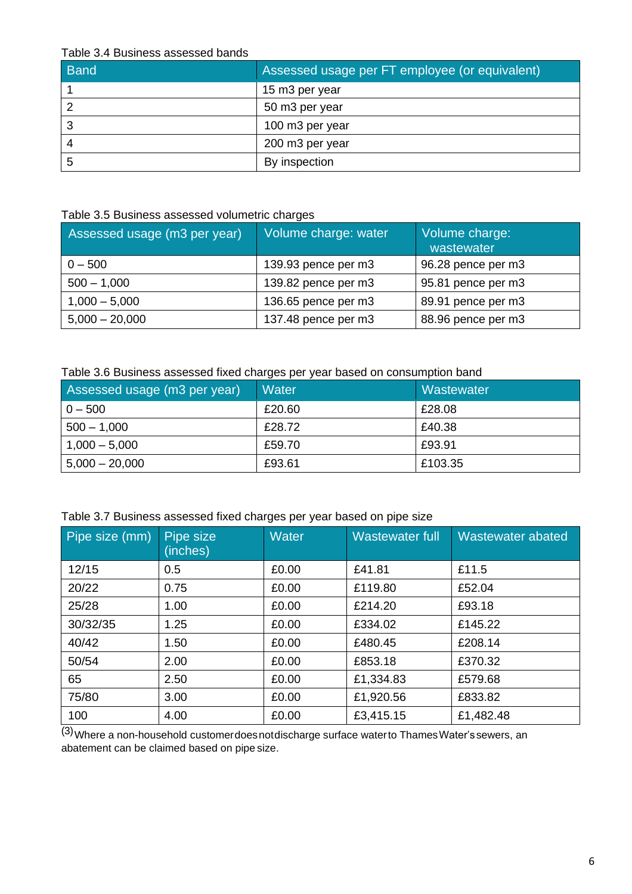Table 3.4 Business assessed bands

| Band | Assessed usage per FT employee (or equivalent) |
|---|---|
| 1 | 15 m3 per year |
| 2 | 50 m3 per year |
| 3 | 100 m3 per year |
| 4 | 200 m3 per year |
| 5 | By inspection |

Table 3.5 Business assessed volumetric charges

| Assessed usage (m3 per year) | Volume charge: water | Volume charge: wastewater |
|---|---|---|
| 0 – 500 | 139.93 pence per m3 | 96.28 pence per m3 |
| 500 – 1,000 | 139.82 pence per m3 | 95.81 pence per m3 |
| 1,000 – 5,000 | 136.65 pence per m3 | 89.91 pence per m3 |
| 5,000 – 20,000 | 137.48 pence per m3 | 88.96 pence per m3 |

Table 3.6 Business assessed fixed charges per year based on consumption band

| Assessed usage (m3 per year) | Water | Wastewater |
|---|---|---|
| 0 – 500 | £20.60 | £28.08 |
| 500 – 1,000 | £28.72 | £40.38 |
| 1,000 – 5,000 | £59.70 | £93.91 |
| 5,000 – 20,000 | £93.61 | £103.35 |

Table 3.7 Business assessed fixed charges per year based on pipe size

| Pipe size (mm) | Pipe size (inches) | Water | Wastewater full | Wastewater abated |
|---|---|---|---|---|
| 12/15 | 0.5 | £0.00 | £41.81 | £11.5 |
| 20/22 | 0.75 | £0.00 | £119.80 | £52.04 |
| 25/28 | 1.00 | £0.00 | £214.20 | £93.18 |
| 30/32/35 | 1.25 | £0.00 | £334.02 | £145.22 |
| 40/42 | 1.50 | £0.00 | £480.45 | £208.14 |
| 50/54 | 2.00 | £0.00 | £853.18 | £370.32 |
| 65 | 2.50 | £0.00 | £1,334.83 | £579.68 |
| 75/80 | 3.00 | £0.00 | £1,920.56 | £833.82 |
| 100 | 4.00 | £0.00 | £3,415.15 | £1,482.48 |

[3] Where a non-household customer does not discharge surface water to Thames Water's sewers, an abatement can be claimed based on pipe size.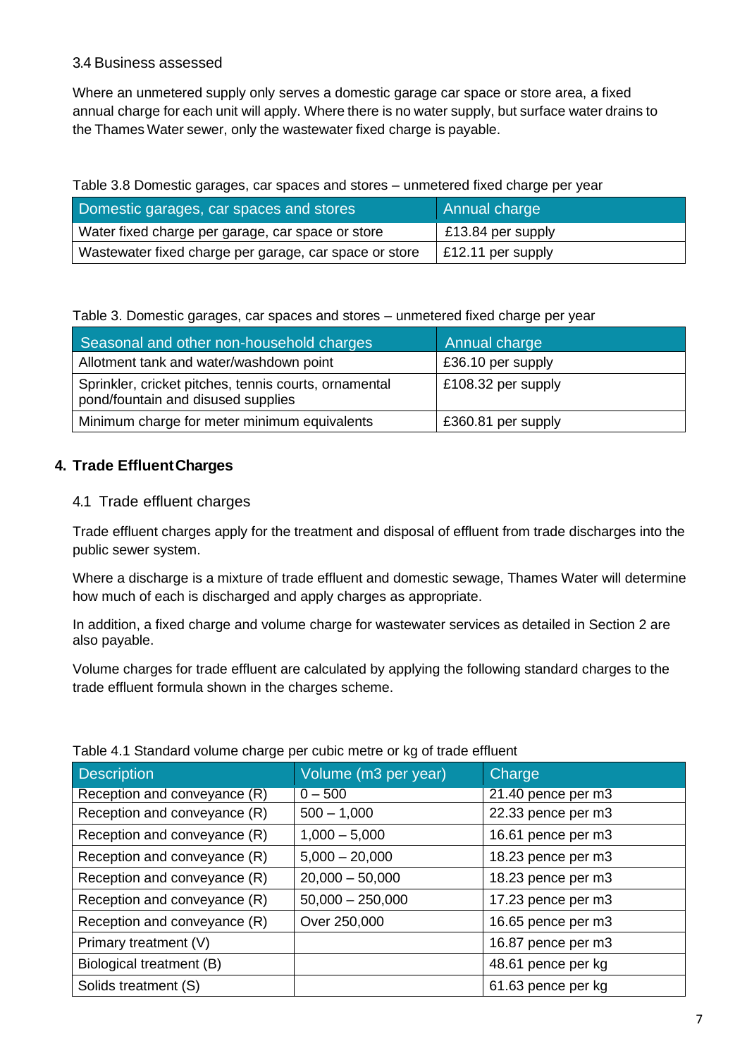### 3.4 Business assessed

Where an unmetered supply only serves a domestic garage car space or store area, a fixed annual charge for each unit will apply. Where there is no water supply, but surface water drains to the Thames Water sewer, only the wastewater fixed charge is payable.

Table 3.8 Domestic garages, car spaces and stores – unmetered fixed charge per year

| Domestic garages, car spaces and stores | Annual charge |
|---|---|
| Water fixed charge per garage, car space or store | £13.84 per supply |
| Wastewater fixed charge per garage, car space or store | £12.11 per supply |

Table 3. Domestic garages, car spaces and stores – unmetered fixed charge per year

| Seasonal and other non-household charges | Annual charge |
|---|---|
| Allotment tank and water/washdown point | £36.10 per supply |
| Sprinkler, cricket pitches, tennis courts, ornamental pond/fountain and disused supplies | £108.32 per supply |
| Minimum charge for meter minimum equivalents | £360.81 per supply |

## 4. Trade Effluent Charges

### 4.1 Trade effluent charges

Trade effluent charges apply for the treatment and disposal of effluent from trade discharges into the public sewer system.

Where a discharge is a mixture of trade effluent and domestic sewage, Thames Water will determine how much of each is discharged and apply charges as appropriate.

In addition, a fixed charge and volume charge for wastewater services as detailed in Section 2 are also payable.

Volume charges for trade effluent are calculated by applying the following standard charges to the trade effluent formula shown in the charges scheme.

Table 4.1 Standard volume charge per cubic metre or kg of trade effluent

| Description | Volume (m3 per year) | Charge |
|---|---|---|
| Reception and conveyance (R) | 0 – 500 | 21.40 pence per m3 |
| Reception and conveyance (R) | 500 – 1,000 | 22.33 pence per m3 |
| Reception and conveyance (R) | 1,000 – 5,000 | 16.61 pence per m3 |
| Reception and conveyance (R) | 5,000 – 20,000 | 18.23 pence per m3 |
| Reception and conveyance (R) | 20,000 – 50,000 | 18.23 pence per m3 |
| Reception and conveyance (R) | 50,000 – 250,000 | 17.23 pence per m3 |
| Reception and conveyance (R) | Over 250,000 | 16.65 pence per m3 |
| Primary treatment (V) | | 16.87 pence per m3 |
| Biological treatment (B) | | 48.61 pence per kg |
| Solids treatment (S) | | 61.63 pence per kg |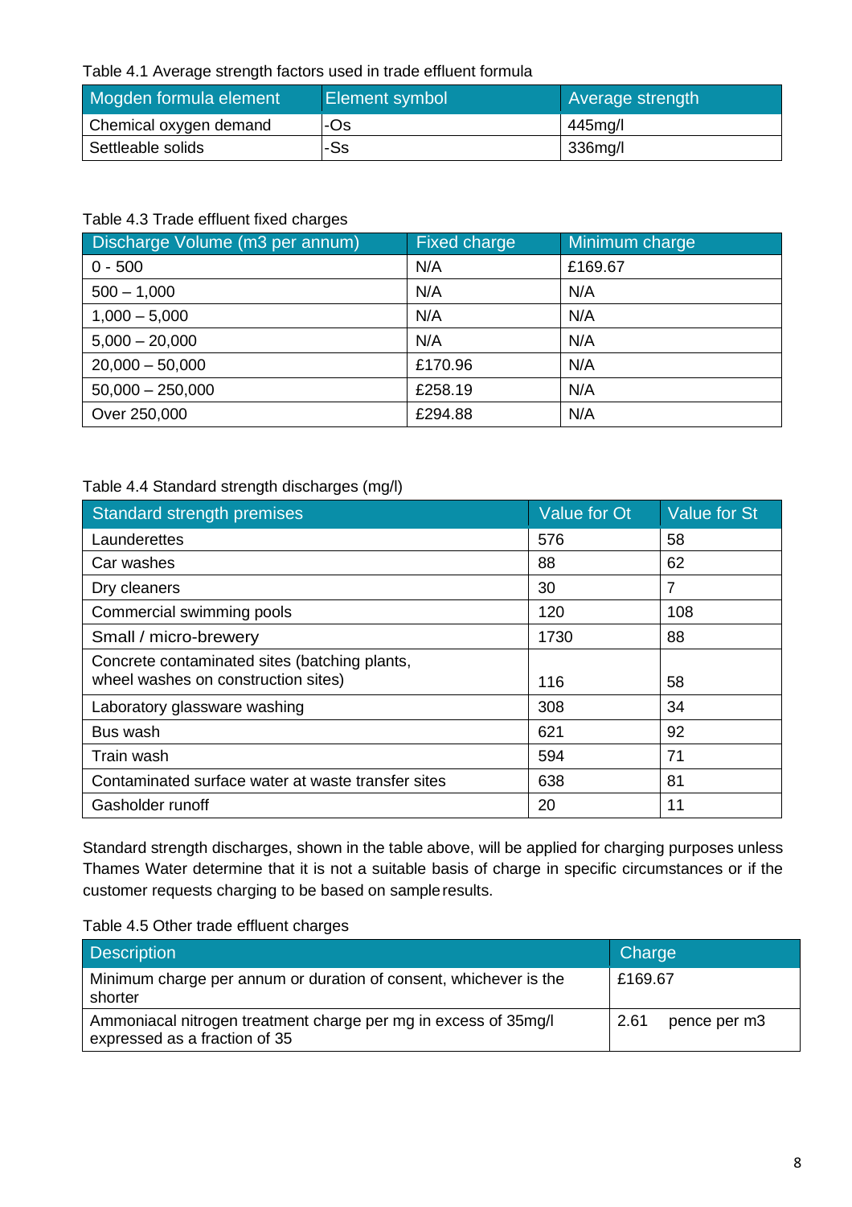Table 4.1 Average strength factors used in trade effluent formula

| Mogden formula element | Element symbol | Average strength |
|---|---|---|
| Chemical oxygen demand | -Os | 445mg/l |
| Settleable solids | -Ss | 336mg/l |

Table 4.3 Trade effluent fixed charges

| Discharge Volume (m3 per annum) | Fixed charge | Minimum charge |
|---|---|---|
| 0 - 500 | N/A | £169.67 |
| 500 – 1,000 | N/A | N/A |
| 1,000 – 5,000 | N/A | N/A |
| 5,000 – 20,000 | N/A | N/A |
| 20,000 – 50,000 | £170.96 | N/A |
| 50,000 – 250,000 | £258.19 | N/A |
| Over 250,000 | £294.88 | N/A |

Table 4.4 Standard strength discharges (mg/l)

| Standard strength premises | Value for Ot | Value for St |
|---|---|---|
| Launderettes | 576 | 58 |
| Car washes | 88 | 62 |
| Dry cleaners | 30 | 7 |
| Commercial swimming pools | 120 | 108 |
| Small / micro-brewery | 1730 | 88 |
| Concrete contaminated sites (batching plants, wheel washes on construction sites) | 116 | 58 |
| Laboratory glassware washing | 308 | 34 |
| Bus wash | 621 | 92 |
| Train wash | 594 | 71 |
| Contaminated surface water at waste transfer sites | 638 | 81 |
| Gasholder runoff | 20 | 11 |

Standard strength discharges, shown in the table above, will be applied for charging purposes unless Thames Water determine that it is not a suitable basis of charge in specific circumstances or if the customer requests charging to be based on sample results.

Table 4.5 Other trade effluent charges

| Description | Charge |
|---|---|
| Minimum charge per annum or duration of consent, whichever is the shorter | £169.67 |
| Ammoniacal nitrogen treatment charge per mg in excess of 35mg/l expressed as a fraction of 35 | 2.61 pence per m3 |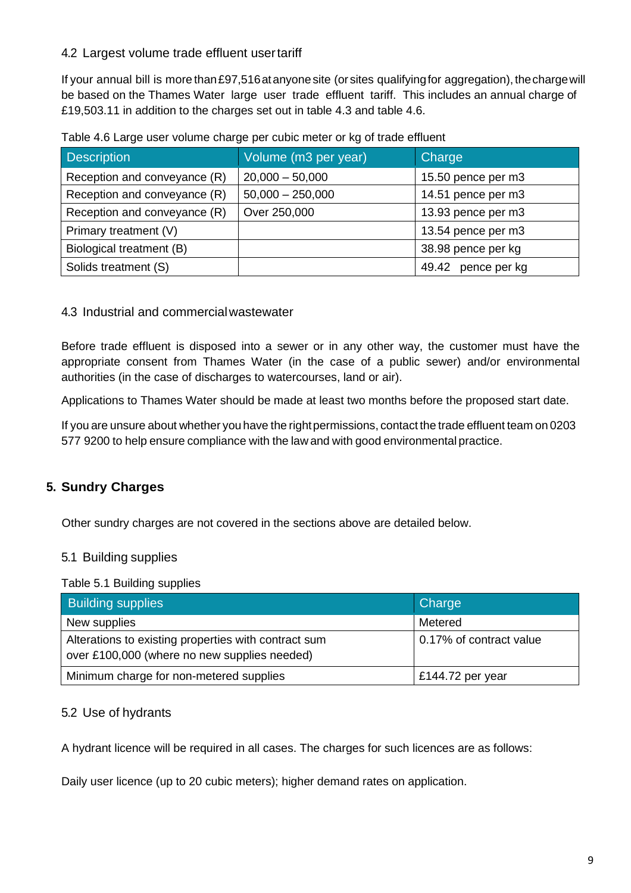### 4.2 Largest volume trade effluent user tariff

If your annual bill is more than £97,516 at any one site (or sites qualifying for aggregation), the charge will be based on the Thames Water large user trade effluent tariff. This includes an annual charge of £19,503.11 in addition to the charges set out in table 4.3 and table 4.6.

Table 4.6 Large user volume charge per cubic meter or kg of trade effluent

| Description | Volume (m3 per year) | Charge |
|---|---|---|
| Reception and conveyance (R) | 20,000 – 50,000 | 15.50 pence per m3 |
| Reception and conveyance (R) | 50,000 – 250,000 | 14.51 pence per m3 |
| Reception and conveyance (R) | Over 250,000 | 13.93 pence per m3 |
| Primary treatment (V) | | 13.54 pence per m3 |
| Biological treatment (B) | | 38.98 pence per kg |
| Solids treatment (S) | | 49.42 pence per kg |

### 4.3 Industrial and commercial wastewater

Before trade effluent is disposed into a sewer or in any other way, the customer must have the appropriate consent from Thames Water (in the case of a public sewer) and/or environmental authorities (in the case of discharges to watercourses, land or air).

Applications to Thames Water should be made at least two months before the proposed start date.

If you are unsure about whether you have the right permissions, contact the trade effluent team on 0203 577 9200 to help ensure compliance with the law and with good environmental practice.

## 5. Sundry Charges

Other sundry charges are not covered in the sections above are detailed below.

### 5.1 Building supplies

Table 5.1 Building supplies

| Building supplies | Charge |
|---|---|
| New supplies | Metered |
| Alterations to existing properties with contract sum over £100,000 (where no new supplies needed) | 0.17% of contract value |
| Minimum charge for non-metered supplies | £144.72 per year |

### 5.2 Use of hydrants

A hydrant licence will be required in all cases. The charges for such licences are as follows:

Daily user licence (up to 20 cubic meters); higher demand rates on application.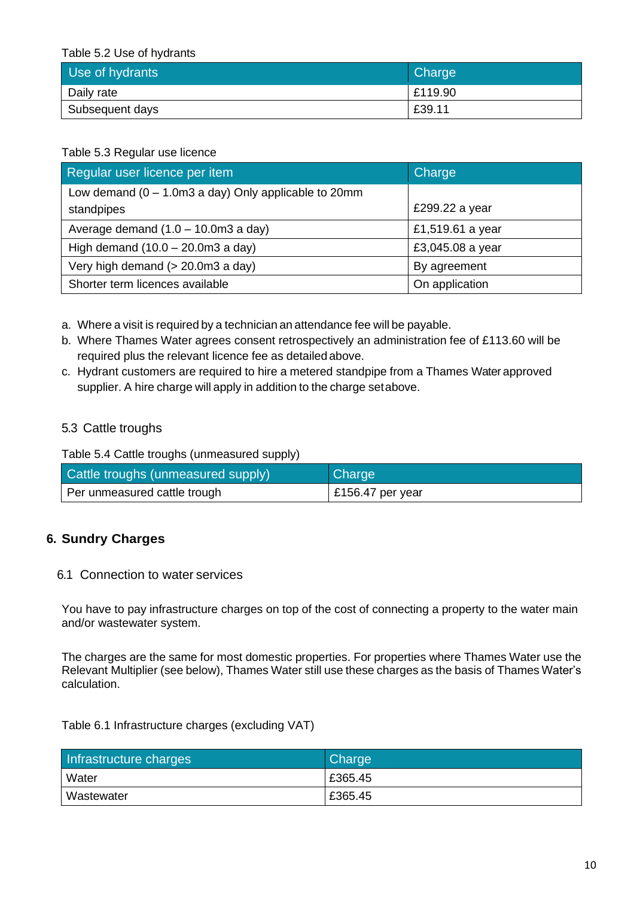Table 5.2 Use of hydrants

| Use of hydrants | Charge |
| --- | --- |
| Daily rate | £119.90 |
| Subsequent days | £39.11 |

Table 5.3 Regular use licence

| Regular user licence per item | Charge |
| --- | --- |
| Low demand (0 – 1.0m3 a day) Only applicable to 20mm standpipes | £299.22 a year |
| Average demand (1.0 – 10.0m3 a day) | £1,519.61 a year |
| High demand (10.0 – 20.0m3 a day) | £3,045.08 a year |
| Very high demand (> 20.0m3 a day) | By agreement |
| Shorter term licences available | On application |

a. Where a visit is required by a technician an attendance fee will be payable.
b. Where Thames Water agrees consent retrospectively an administration fee of £113.60 will be required plus the relevant licence fee as detailed above.
c. Hydrant customers are required to hire a metered standpipe from a Thames Water approved supplier. A hire charge will apply in addition to the charge set above.

### 5.3 Cattle troughs

Table 5.4 Cattle troughs (unmeasured supply)

| Cattle troughs (unmeasured supply) | Charge |
| --- | --- |
| Per unmeasured cattle trough | £156.47 per year |

## 6. Sundry Charges

### 6.1 Connection to water services

You have to pay infrastructure charges on top of the cost of connecting a property to the water main and/or wastewater system.

The charges are the same for most domestic properties. For properties where Thames Water use the Relevant Multiplier (see below), Thames Water still use these charges as the basis of Thames Water's calculation.

Table 6.1 Infrastructure charges (excluding VAT)

| Infrastructure charges | Charge |
| --- | --- |
| Water | £365.45 |
| Wastewater | £365.45 |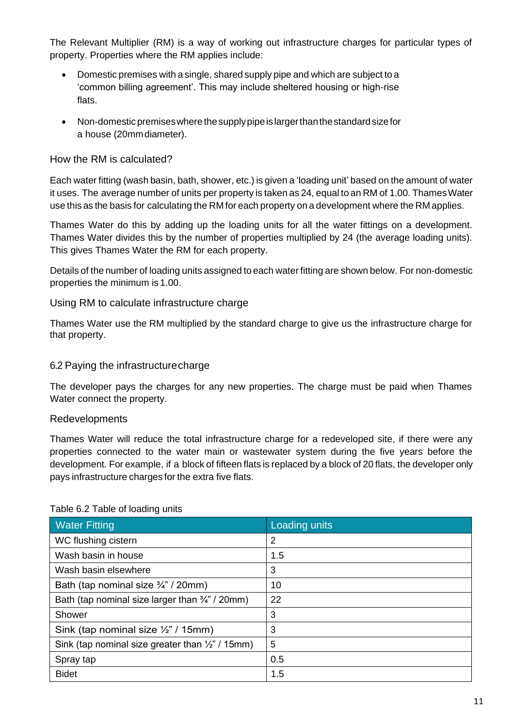The Relevant Multiplier (RM) is a way of working out infrastructure charges for particular types of property. Properties where the RM applies include:

- Domestic premises with a single, shared supply pipe and which are subject to a 'common billing agreement'. This may include sheltered housing or high-rise flats.
- Non-domestic premises where the supply pipe is larger than the standard size for a house (20mm diameter).

### How the RM is calculated?

Each water fitting (wash basin, bath, shower, etc.) is given a 'loading unit' based on the amount of water it uses. The average number of units per property is taken as 24, equal to an RM of 1.00. Thames Water use this as the basis for calculating the RM for each property on a development where the RM applies.

Thames Water do this by adding up the loading units for all the water fittings on a development. Thames Water divides this by the number of properties multiplied by 24 (the average loading units). This gives Thames Water the RM for each property.

Details of the number of loading units assigned to each water fitting are shown below. For non-domestic properties the minimum is 1.00.

### Using RM to calculate infrastructure charge

Thames Water use the RM multiplied by the standard charge to give us the infrastructure charge for that property.

## 6.2 Paying the infrastructure charge

The developer pays the charges for any new properties. The charge must be paid when Thames Water connect the property.

### Redevelopments

Thames Water will reduce the total infrastructure charge for a redeveloped site, if there were any properties connected to the water main or wastewater system during the five years before the development. For example, if a block of fifteen flats is replaced by a block of 20 flats, the developer only pays infrastructure charges for the extra five flats.

Table 6.2 Table of loading units

| Water Fitting | Loading units |
|---|---|
| WC flushing cistern | 2 |
| Wash basin in house | 1.5 |
| Wash basin elsewhere | 3 |
| Bath (tap nominal size ¾" / 20mm) | 10 |
| Bath (tap nominal size larger than ¾" / 20mm) | 22 |
| Shower | 3 |
| Sink (tap nominal size ½" / 15mm) | 3 |
| Sink (tap nominal size greater than ½" / 15mm) | 5 |
| Spray tap | 0.5 |
| Bidet | 1.5 |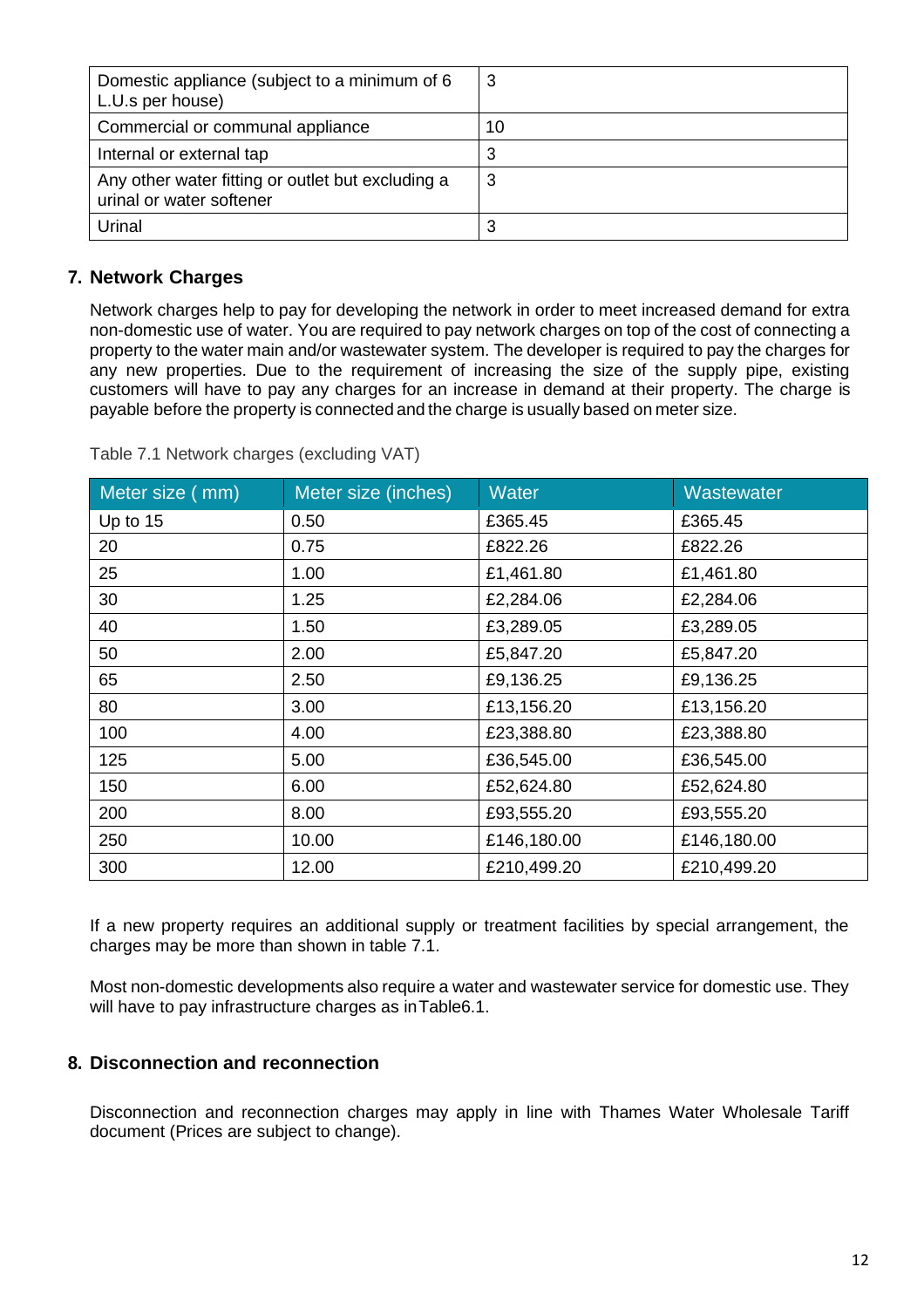| Domestic appliance (subject to a minimum of 6 L.U.s per house) | 3 |
|---|---|
| Commercial or communal appliance | 10 |
| Internal or external tap | 3 |
| Any other water fitting or outlet but excluding a urinal or water softener | 3 |
| Urinal | 3 |

## 7. Network Charges

Network charges help to pay for developing the network in order to meet increased demand for extra non-domestic use of water. You are required to pay network charges on top of the cost of connecting a property to the water main and/or wastewater system. The developer is required to pay the charges for any new properties. Due to the requirement of increasing the size of the supply pipe, existing customers will have to pay any charges for an increase in demand at their property. The charge is payable before the property is connected and the charge is usually based on meter size.

Table 7.1 Network charges (excluding VAT)

| Meter size ( mm) | Meter size (inches) | Water | Wastewater |
|---|---|---|---|
| Up to 15 | 0.50 | £365.45 | £365.45 |
| 20 | 0.75 | £822.26 | £822.26 |
| 25 | 1.00 | £1,461.80 | £1,461.80 |
| 30 | 1.25 | £2,284.06 | £2,284.06 |
| 40 | 1.50 | £3,289.05 | £3,289.05 |
| 50 | 2.00 | £5,847.20 | £5,847.20 |
| 65 | 2.50 | £9,136.25 | £9,136.25 |
| 80 | 3.00 | £13,156.20 | £13,156.20 |
| 100 | 4.00 | £23,388.80 | £23,388.80 |
| 125 | 5.00 | £36,545.00 | £36,545.00 |
| 150 | 6.00 | £52,624.80 | £52,624.80 |
| 200 | 8.00 | £93,555.20 | £93,555.20 |
| 250 | 10.00 | £146,180.00 | £146,180.00 |
| 300 | 12.00 | £210,499.20 | £210,499.20 |

If a new property requires an additional supply or treatment facilities by special arrangement, the charges may be more than shown in table 7.1.

Most non-domestic developments also require a water and wastewater service for domestic use. They will have to pay infrastructure charges as inTable6.1.

## 8. Disconnection and reconnection

Disconnection and reconnection charges may apply in line with Thames Water Wholesale Tariff document (Prices are subject to change).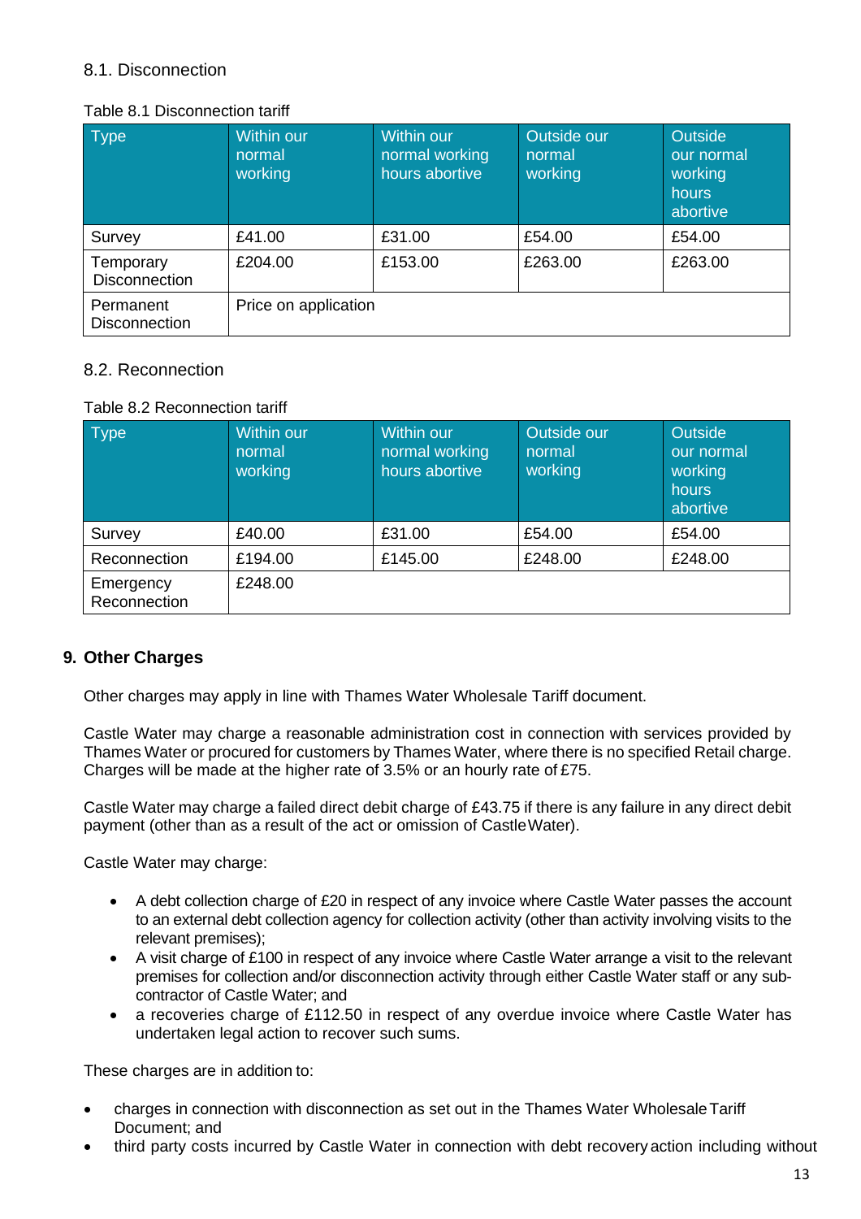### 8.1. Disconnection

Table 8.1 Disconnection tariff

| Type | Within our normal working | Within our normal working hours abortive | Outside our normal working | Outside our normal working hours abortive |
| --- | --- | --- | --- | --- |
| Survey | £41.00 | £31.00 | £54.00 | £54.00 |
| Temporary Disconnection | £204.00 | £153.00 | £263.00 | £263.00 |
| Permanent Disconnection | Price on application | | | |

### 8.2. Reconnection

Table 8.2 Reconnection tariff

| Type | Within our normal working | Within our normal working hours abortive | Outside our normal working | Outside our normal working hours abortive |
| --- | --- | --- | --- | --- |
| Survey | £40.00 | £31.00 | £54.00 | £54.00 |
| Reconnection | £194.00 | £145.00 | £248.00 | £248.00 |
| Emergency Reconnection | £248.00 | | | |

## 9. Other Charges

Other charges may apply in line with Thames Water Wholesale Tariff document.

Castle Water may charge a reasonable administration cost in connection with services provided by Thames Water or procured for customers by Thames Water, where there is no specified Retail charge. Charges will be made at the higher rate of 3.5% or an hourly rate of £75.

Castle Water may charge a failed direct debit charge of £43.75 if there is any failure in any direct debit payment (other than as a result of the act or omission of Castle Water).

Castle Water may charge:

- A debt collection charge of £20 in respect of any invoice where Castle Water passes the account to an external debt collection agency for collection activity (other than activity involving visits to the relevant premises);
- A visit charge of £100 in respect of any invoice where Castle Water arrange a visit to the relevant premises for collection and/or disconnection activity through either Castle Water staff or any sub-contractor of Castle Water; and
- a recoveries charge of £112.50 in respect of any overdue invoice where Castle Water has undertaken legal action to recover such sums.

These charges are in addition to:

- charges in connection with disconnection as set out in the Thames Water Wholesale Tariff Document; and
- third party costs incurred by Castle Water in connection with debt recovery action including without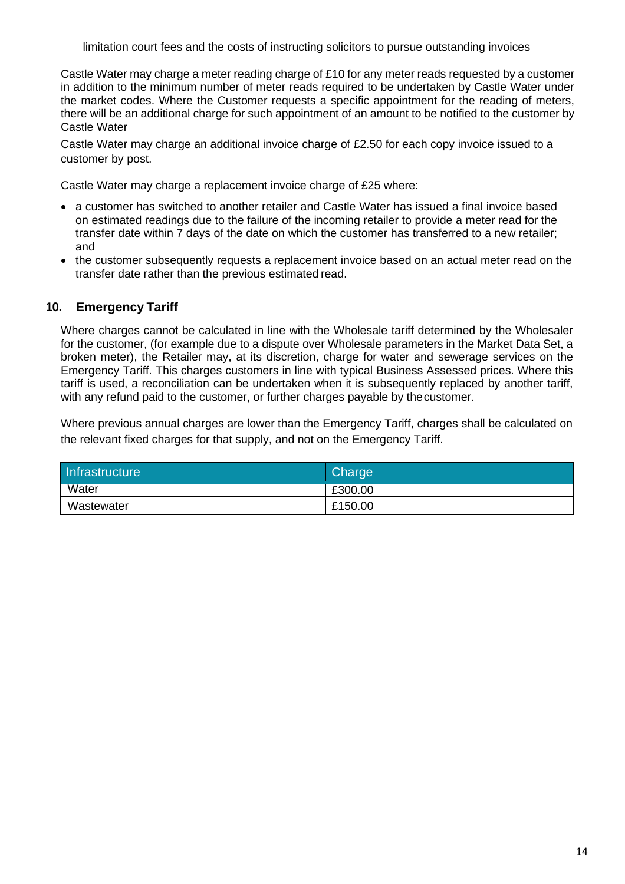limitation court fees and the costs of instructing solicitors to pursue outstanding invoices

Castle Water may charge a meter reading charge of £10 for any meter reads requested by a customer in addition to the minimum number of meter reads required to be undertaken by Castle Water under the market codes. Where the Customer requests a specific appointment for the reading of meters, there will be an additional charge for such appointment of an amount to be notified to the customer by Castle Water

Castle Water may charge an additional invoice charge of £2.50 for each copy invoice issued to a customer by post.

Castle Water may charge a replacement invoice charge of £25 where:

- a customer has switched to another retailer and Castle Water has issued a final invoice based on estimated readings due to the failure of the incoming retailer to provide a meter read for the transfer date within 7 days of the date on which the customer has transferred to a new retailer; and
- the customer subsequently requests a replacement invoice based on an actual meter read on the transfer date rather than the previous estimated read.

## 10. Emergency Tariff

Where charges cannot be calculated in line with the Wholesale tariff determined by the Wholesaler for the customer, (for example due to a dispute over Wholesale parameters in the Market Data Set, a broken meter), the Retailer may, at its discretion, charge for water and sewerage services on the Emergency Tariff. This charges customers in line with typical Business Assessed prices. Where this tariff is used, a reconciliation can be undertaken when it is subsequently replaced by another tariff, with any refund paid to the customer, or further charges payable by the customer.

Where previous annual charges are lower than the Emergency Tariff, charges shall be calculated on the relevant fixed charges for that supply, and not on the Emergency Tariff.

| Infrastructure | Charge |
|---|---|
| Water | £300.00 |
| Wastewater | £150.00 |